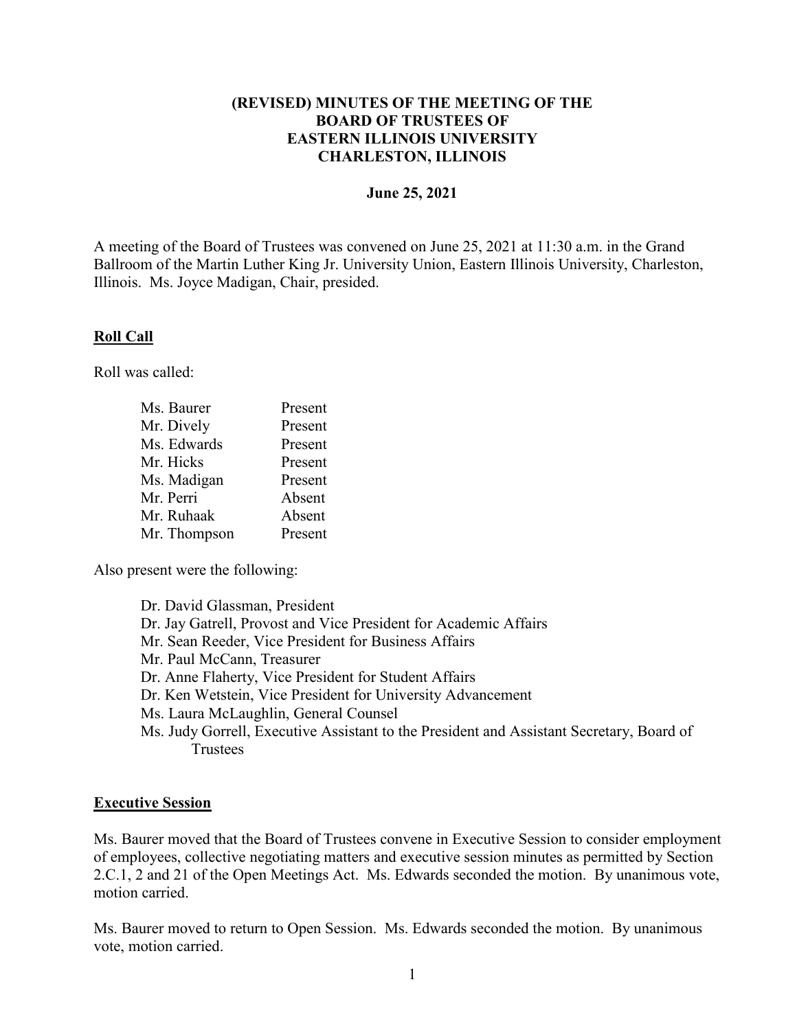# (REVISED) MINUTES OF THE MEETING OF THE BOARD OF TRUSTEES OF EASTERN ILLINOIS UNIVERSITY CHARLESTON, ILLINOIS

**June 25, 2021**

A meeting of the Board of Trustees was convened on June 25, 2021 at 11:30 a.m. in the Grand Ballroom of the Martin Luther King Jr. University Union, Eastern Illinois University, Charleston, Illinois. Ms. Joyce Madigan, Chair, presided.

## Roll Call

Roll was called:

| | |
|---|---|
| Ms. Baurer | Present |
| Mr. Dively | Present |
| Ms. Edwards | Present |
| Mr. Hicks | Present |
| Ms. Madigan | Present |
| Mr. Perri | Absent |
| Mr. Ruhaak | Absent |
| Mr. Thompson | Present |

Also present were the following:

- Dr. David Glassman, President
- Dr. Jay Gatrell, Provost and Vice President for Academic Affairs
- Mr. Sean Reeder, Vice President for Business Affairs
- Mr. Paul McCann, Treasurer
- Dr. Anne Flaherty, Vice President for Student Affairs
- Dr. Ken Wetstein, Vice President for University Advancement
- Ms. Laura McLaughlin, General Counsel
- Ms. Judy Gorrell, Executive Assistant to the President and Assistant Secretary, Board of Trustees

## Executive Session

Ms. Baurer moved that the Board of Trustees convene in Executive Session to consider employment of employees, collective negotiating matters and executive session minutes as permitted by Section 2.C.1, 2 and 21 of the Open Meetings Act. Ms. Edwards seconded the motion. By unanimous vote, motion carried.

Ms. Baurer moved to return to Open Session. Ms. Edwards seconded the motion. By unanimous vote, motion carried.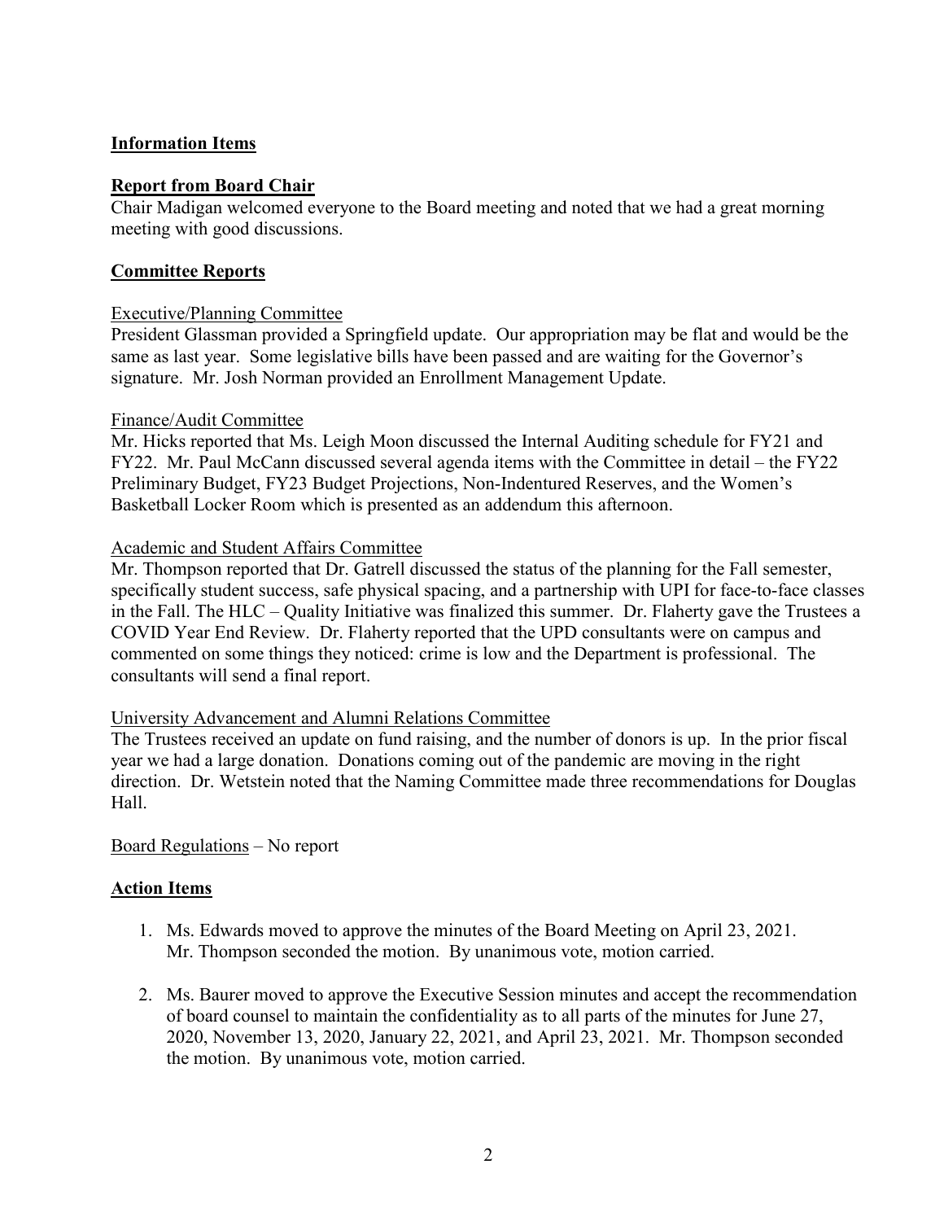## **Information Items**

## **Report from Board Chair**

Chair Madigan welcomed everyone to the Board meeting and noted that we had a great morning meeting with good discussions.

## **Committee Reports**

### Executive/Planning Committee

President Glassman provided a Springfield update. Our appropriation may be flat and would be the same as last year. Some legislative bills have been passed and are waiting for the Governor's signature. Mr. Josh Norman provided an Enrollment Management Update.

### Finance/Audit Committee

Mr. Hicks reported that Ms. Leigh Moon discussed the Internal Auditing schedule for FY21 and FY22. Mr. Paul McCann discussed several agenda items with the Committee in detail – the FY22 Preliminary Budget, FY23 Budget Projections, Non-Indentured Reserves, and the Women's Basketball Locker Room which is presented as an addendum this afternoon.

### Academic and Student Affairs Committee

Mr. Thompson reported that Dr. Gatrell discussed the status of the planning for the Fall semester, specifically student success, safe physical spacing, and a partnership with UPI for face-to-face classes in the Fall. The HLC – Quality Initiative was finalized this summer. Dr. Flaherty gave the Trustees a COVID Year End Review. Dr. Flaherty reported that the UPD consultants were on campus and commented on some things they noticed: crime is low and the Department is professional. The consultants will send a final report.

### University Advancement and Alumni Relations Committee

The Trustees received an update on fund raising, and the number of donors is up. In the prior fiscal year we had a large donation. Donations coming out of the pandemic are moving in the right direction. Dr. Wetstein noted that the Naming Committee made three recommendations for Douglas Hall.

Board Regulations – No report

## **Action Items**

1. Ms. Edwards moved to approve the minutes of the Board Meeting on April 23, 2021. Mr. Thompson seconded the motion. By unanimous vote, motion carried.

2. Ms. Baurer moved to approve the Executive Session minutes and accept the recommendation of board counsel to maintain the confidentiality as to all parts of the minutes for June 27, 2020, November 13, 2020, January 22, 2021, and April 23, 2021. Mr. Thompson seconded the motion. By unanimous vote, motion carried.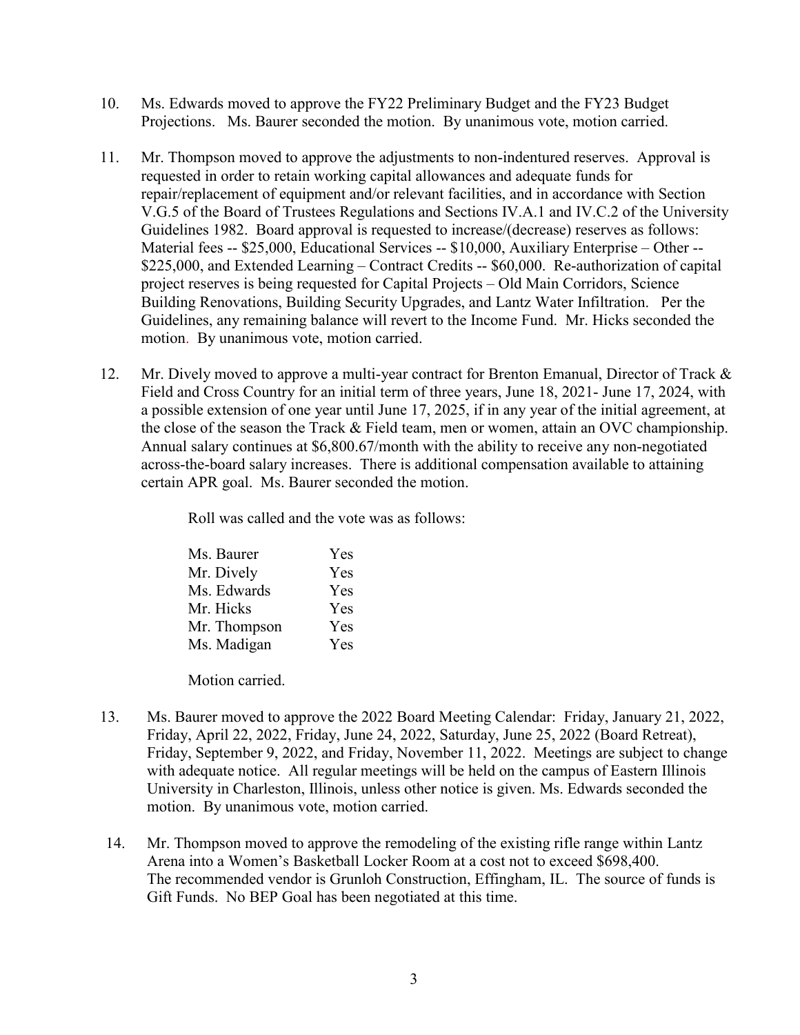10. Ms. Edwards moved to approve the FY22 Preliminary Budget and the FY23 Budget Projections. Ms. Baurer seconded the motion. By unanimous vote, motion carried.

11. Mr. Thompson moved to approve the adjustments to non-indentured reserves. Approval is requested in order to retain working capital allowances and adequate funds for repair/replacement of equipment and/or relevant facilities, and in accordance with Section V.G.5 of the Board of Trustees Regulations and Sections IV.A.1 and IV.C.2 of the University Guidelines 1982. Board approval is requested to increase/(decrease) reserves as follows: Material fees -- $25,000, Educational Services -- $10,000, Auxiliary Enterprise – Other -- $225,000, and Extended Learning – Contract Credits -- $60,000. Re-authorization of capital project reserves is being requested for Capital Projects – Old Main Corridors, Science Building Renovations, Building Security Upgrades, and Lantz Water Infiltration. Per the Guidelines, any remaining balance will revert to the Income Fund. Mr. Hicks seconded the motion. By unanimous vote, motion carried.

12. Mr. Dively moved to approve a multi-year contract for Brenton Emanual, Director of Track & Field and Cross Country for an initial term of three years, June 18, 2021- June 17, 2024, with a possible extension of one year until June 17, 2025, if in any year of the initial agreement, at the close of the season the Track & Field team, men or women, attain an OVC championship. Annual salary continues at $6,800.67/month with the ability to receive any non-negotiated across-the-board salary increases. There is additional compensation available to attaining certain APR goal. Ms. Baurer seconded the motion.

    Roll was called and the vote was as follows:

    | | |
    |---|---|
    | Ms. Baurer | Yes |
    | Mr. Dively | Yes |
    | Ms. Edwards | Yes |
    | Mr. Hicks | Yes |
    | Mr. Thompson | Yes |
    | Ms. Madigan | Yes |

    Motion carried.

13. Ms. Baurer moved to approve the 2022 Board Meeting Calendar: Friday, January 21, 2022, Friday, April 22, 2022, Friday, June 24, 2022, Saturday, June 25, 2022 (Board Retreat), Friday, September 9, 2022, and Friday, November 11, 2022. Meetings are subject to change with adequate notice. All regular meetings will be held on the campus of Eastern Illinois University in Charleston, Illinois, unless other notice is given. Ms. Edwards seconded the motion. By unanimous vote, motion carried.

14. Mr. Thompson moved to approve the remodeling of the existing rifle range within Lantz Arena into a Women's Basketball Locker Room at a cost not to exceed $698,400. The recommended vendor is Grunloh Construction, Effingham, IL. The source of funds is Gift Funds. No BEP Goal has been negotiated at this time.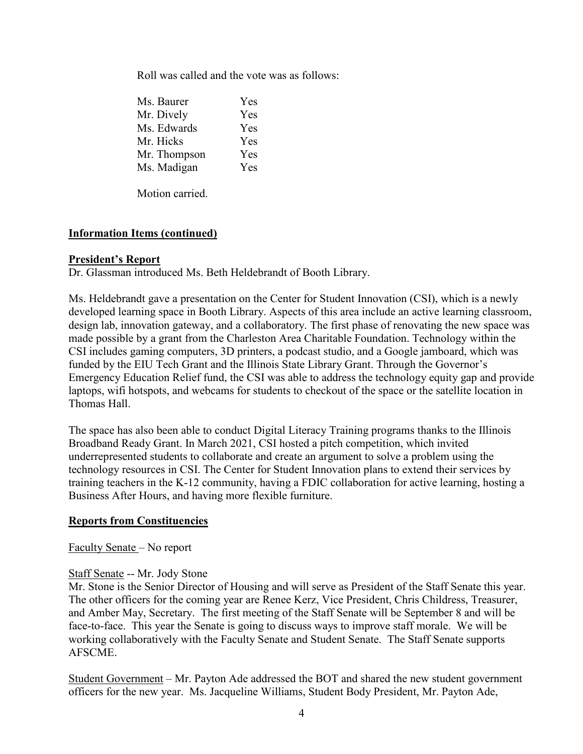Roll was called and the vote was as follows:

| | |
|---|---|
| Ms. Baurer | Yes |
| Mr. Dively | Yes |
| Ms. Edwards | Yes |
| Mr. Hicks | Yes |
| Mr. Thompson | Yes |
| Ms. Madigan | Yes |

Motion carried.

**Information Items (continued)**

**President's Report**

Dr. Glassman introduced Ms. Beth Heldebrandt of Booth Library.

Ms. Heldebrandt gave a presentation on the Center for Student Innovation (CSI), which is a newly developed learning space in Booth Library. Aspects of this area include an active learning classroom, design lab, innovation gateway, and a collaboratory. The first phase of renovating the new space was made possible by a grant from the Charleston Area Charitable Foundation. Technology within the CSI includes gaming computers, 3D printers, a podcast studio, and a Google jamboard, which was funded by the EIU Tech Grant and the Illinois State Library Grant. Through the Governor's Emergency Education Relief fund, the CSI was able to address the technology equity gap and provide laptops, wifi hotspots, and webcams for students to checkout of the space or the satellite location in Thomas Hall.

The space has also been able to conduct Digital Literacy Training programs thanks to the Illinois Broadband Ready Grant. In March 2021, CSI hosted a pitch competition, which invited underrepresented students to collaborate and create an argument to solve a problem using the technology resources in CSI. The Center for Student Innovation plans to extend their services by training teachers in the K-12 community, having a FDIC collaboration for active learning, hosting a Business After Hours, and having more flexible furniture.

**Reports from Constituencies**

Faculty Senate – No report

Staff Senate -- Mr. Jody Stone

Mr. Stone is the Senior Director of Housing and will serve as President of the Staff Senate this year. The other officers for the coming year are Renee Kerz, Vice President, Chris Childress, Treasurer, and Amber May, Secretary. The first meeting of the Staff Senate will be September 8 and will be face-to-face. This year the Senate is going to discuss ways to improve staff morale. We will be working collaboratively with the Faculty Senate and Student Senate. The Staff Senate supports AFSCME.

Student Government – Mr. Payton Ade addressed the BOT and shared the new student government officers for the new year. Ms. Jacqueline Williams, Student Body President, Mr. Payton Ade,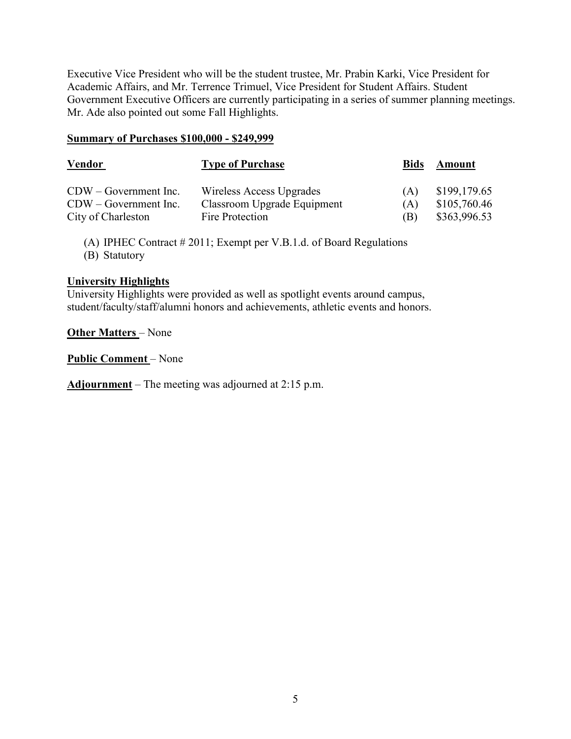Executive Vice President who will be the student trustee, Mr. Prabin Karki, Vice President for Academic Affairs, and Mr. Terrence Trimuel, Vice President for Student Affairs. Student Government Executive Officers are currently participating in a series of summer planning meetings. Mr. Ade also pointed out some Fall Highlights.

**Summary of Purchases $100,000 - $249,999**

| Vendor | Type of Purchase | Bids | Amount |
|---|---|---|---|
| CDW – Government Inc. | Wireless Access Upgrades | (A) | $199,179.65 |
| CDW – Government Inc. | Classroom Upgrade Equipment | (A) | $105,760.46 |
| City of Charleston | Fire Protection | (B) | $363,996.53 |

(A) IPHEC Contract # 2011; Exempt per V.B.1.d. of Board Regulations
(B) Statutory

**University Highlights**
University Highlights were provided as well as spotlight events around campus, student/faculty/staff/alumni honors and achievements, athletic events and honors.

**Other Matters** – None

**Public Comment** – None

**Adjournment** – The meeting was adjourned at 2:15 p.m.